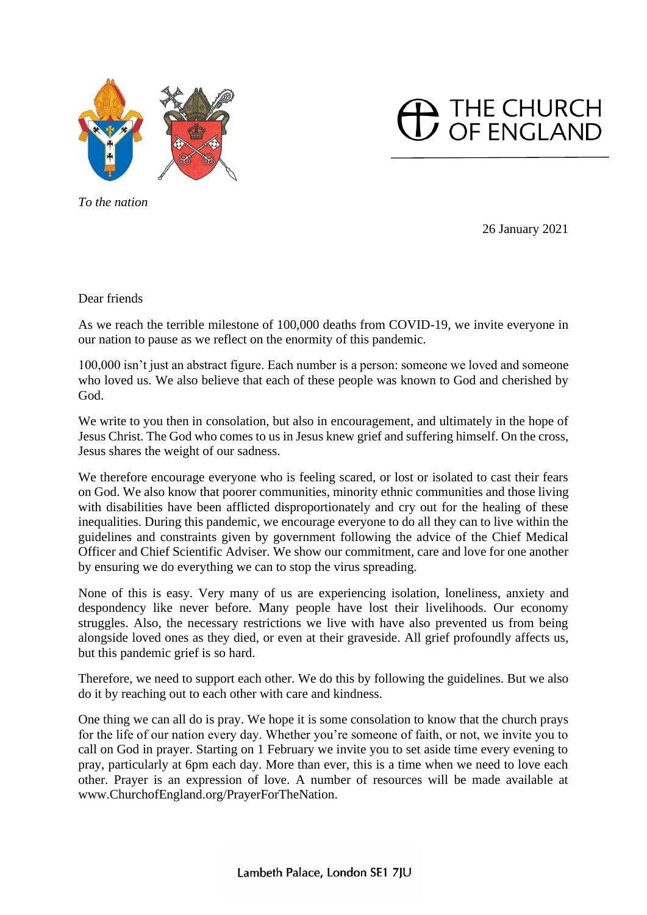THE CHURCH OF ENGLAND

*To the nation*

26 January 2021

Dear friends

As we reach the terrible milestone of 100,000 deaths from COVID-19, we invite everyone in our nation to pause as we reflect on the enormity of this pandemic.

100,000 isn't just an abstract figure. Each number is a person: someone we loved and someone who loved us. We also believe that each of these people was known to God and cherished by God.

We write to you then in consolation, but also in encouragement, and ultimately in the hope of Jesus Christ. The God who comes to us in Jesus knew grief and suffering himself. On the cross, Jesus shares the weight of our sadness.

We therefore encourage everyone who is feeling scared, or lost or isolated to cast their fears on God. We also know that poorer communities, minority ethnic communities and those living with disabilities have been afflicted disproportionately and cry out for the healing of these inequalities. During this pandemic, we encourage everyone to do all they can to live within the guidelines and constraints given by government following the advice of the Chief Medical Officer and Chief Scientific Adviser. We show our commitment, care and love for one another by ensuring we do everything we can to stop the virus spreading.

None of this is easy. Very many of us are experiencing isolation, loneliness, anxiety and despondency like never before. Many people have lost their livelihoods. Our economy struggles. Also, the necessary restrictions we live with have also prevented us from being alongside loved ones as they died, or even at their graveside. All grief profoundly affects us, but this pandemic grief is so hard.

Therefore, we need to support each other. We do this by following the guidelines. But we also do it by reaching out to each other with care and kindness.

One thing we can all do is pray. We hope it is some consolation to know that the church prays for the life of our nation every day. Whether you're someone of faith, or not, we invite you to call on God in prayer. Starting on 1 February we invite you to set aside time every evening to pray, particularly at 6pm each day. More than ever, this is a time when we need to love each other. Prayer is an expression of love. A number of resources will be made available at www.ChurchofEngland.org/PrayerForTheNation.

Lambeth Palace, London SE1 7JU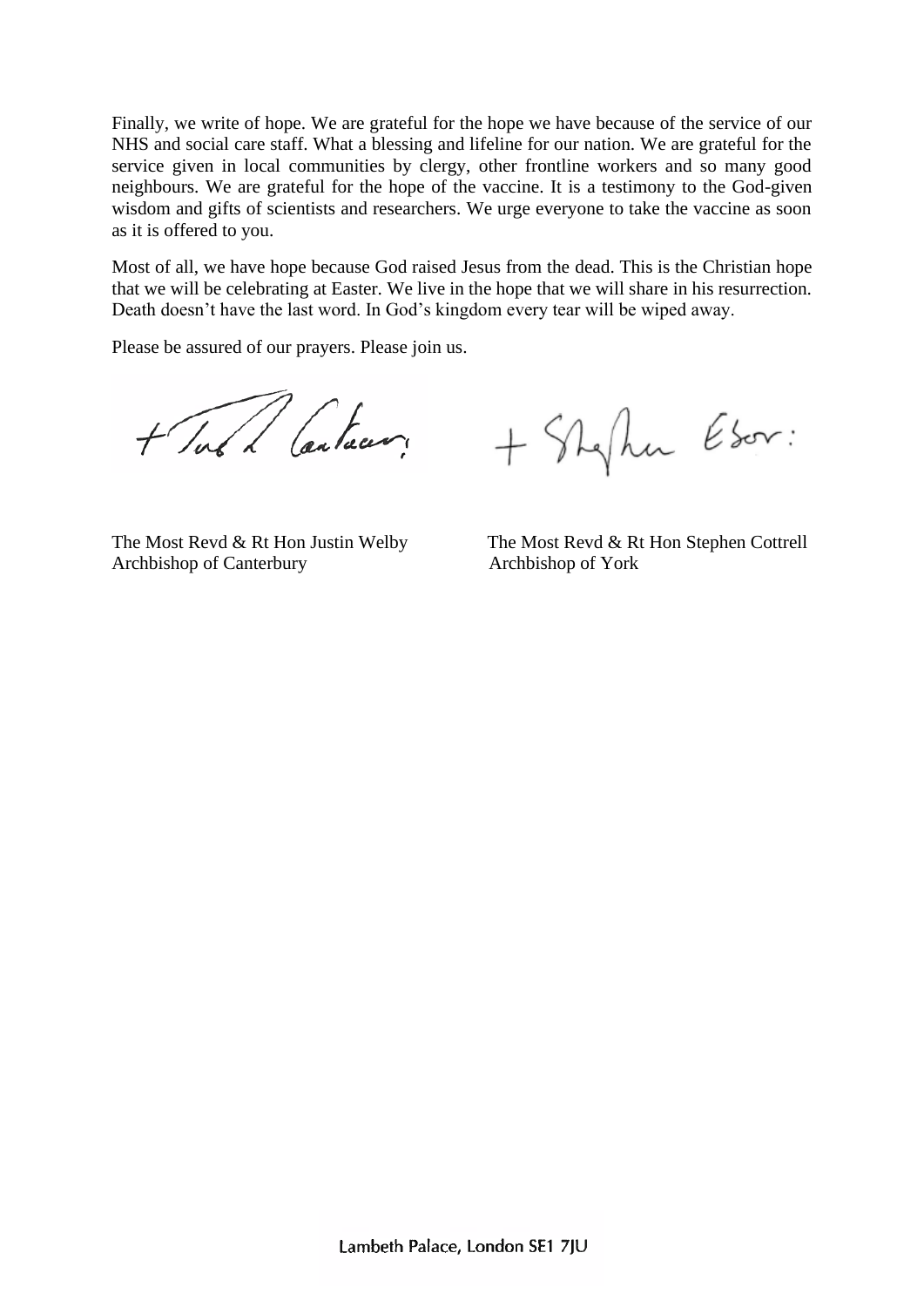Finally, we write of hope. We are grateful for the hope we have because of the service of our NHS and social care staff. What a blessing and lifeline for our nation. We are grateful for the service given in local communities by clergy, other frontline workers and so many good neighbours. We are grateful for the hope of the vaccine. It is a testimony to the God-given wisdom and gifts of scientists and researchers. We urge everyone to take the vaccine as soon as it is offered to you.

Most of all, we have hope because God raised Jesus from the dead. This is the Christian hope that we will be celebrating at Easter. We live in the hope that we will share in his resurrection. Death doesn't have the last word. In God's kingdom every tear will be wiped away.

Please be assured of our prayers. Please join us.

+Justin Cantuar:

+Stephen Ebor:

The Most Revd & Rt Hon Justin Welby
Archbishop of Canterbury

The Most Revd & Rt Hon Stephen Cottrell
Archbishop of York

Lambeth Palace, London SE1 7JU